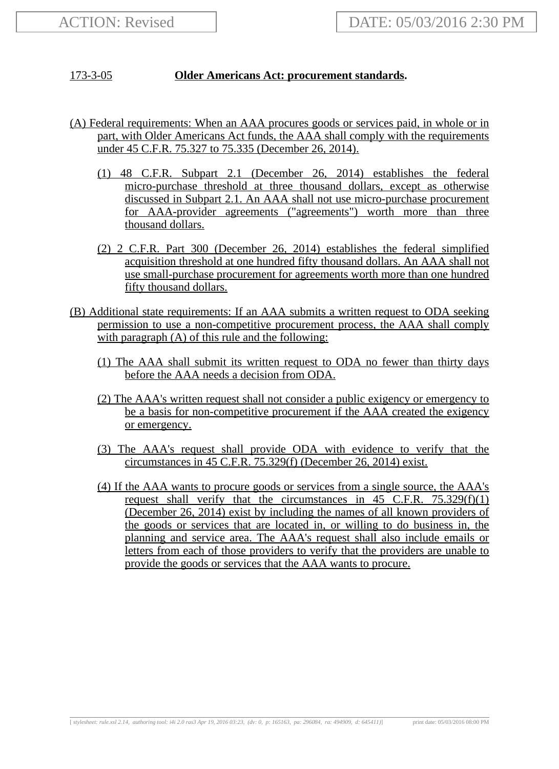ACTION: Revised

DATE: 05/03/2016 2:30 PM

173-3-05 **Older Americans Act: procurement standards.**

(A) Federal requirements: When an AAA procures goods or services paid, in whole or in part, with Older Americans Act funds, the AAA shall comply with the requirements under 45 C.F.R. 75.327 to 75.335 (December 26, 2014).

(1) 48 C.F.R. Subpart 2.1 (December 26, 2014) establishes the federal micro-purchase threshold at three thousand dollars, except as otherwise discussed in Subpart 2.1. An AAA shall not use micro-purchase procurement for AAA-provider agreements ("agreements") worth more than three thousand dollars.

(2) 2 C.F.R. Part 300 (December 26, 2014) establishes the federal simplified acquisition threshold at one hundred fifty thousand dollars. An AAA shall not use small-purchase procurement for agreements worth more than one hundred fifty thousand dollars.

(B) Additional state requirements: If an AAA submits a written request to ODA seeking permission to use a non-competitive procurement process, the AAA shall comply with paragraph (A) of this rule and the following:

(1) The AAA shall submit its written request to ODA no fewer than thirty days before the AAA needs a decision from ODA.

(2) The AAA's written request shall not consider a public exigency or emergency to be a basis for non-competitive procurement if the AAA created the exigency or emergency.

(3) The AAA's request shall provide ODA with evidence to verify that the circumstances in 45 C.F.R. 75.329(f) (December 26, 2014) exist.

(4) If the AAA wants to procure goods or services from a single source, the AAA's request shall verify that the circumstances in 45 C.F.R. 75.329(f)(1) (December 26, 2014) exist by including the names of all known providers of the goods or services that are located in, or willing to do business in, the planning and service area. The AAA's request shall also include emails or letters from each of those providers to verify that the providers are unable to provide the goods or services that the AAA wants to procure.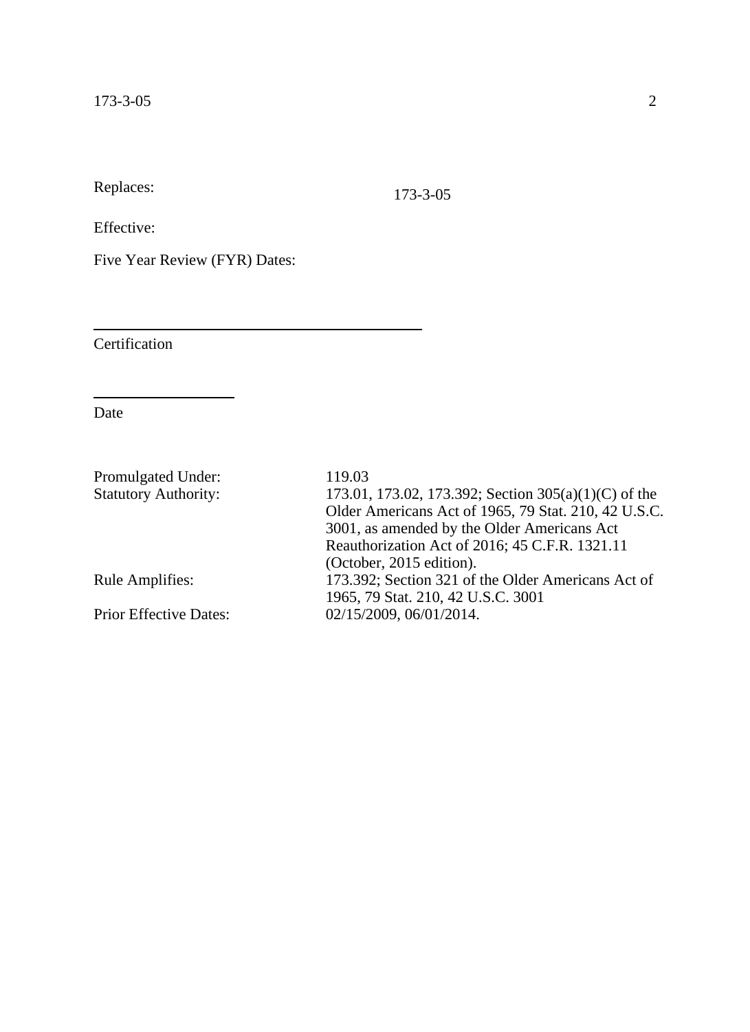Replaces: 173-3-05

Effective:

Five Year Review (FYR) Dates:

\_\_\_\_\_\_\_\_\_\_\_\_\_\_\_\_\_\_\_\_\_\_\_\_\_\_\_\_\_\_\_\_\_\_\_\_

Certification

\_\_\_\_\_\_\_\_\_\_\_\_\_\_\_\_

Date

| | |
|---|---|
| Promulgated Under: | 119.03 |
| Statutory Authority: | 173.01, 173.02, 173.392; Section 305(a)(1)(C) of the Older Americans Act of 1965, 79 Stat. 210, 42 U.S.C. 3001, as amended by the Older Americans Act Reauthorization Act of 2016; 45 C.F.R. 1321.11 (October, 2015 edition). |
| Rule Amplifies: | 173.392; Section 321 of the Older Americans Act of 1965, 79 Stat. 210, 42 U.S.C. 3001 |
| Prior Effective Dates: | 02/15/2009, 06/01/2014. |